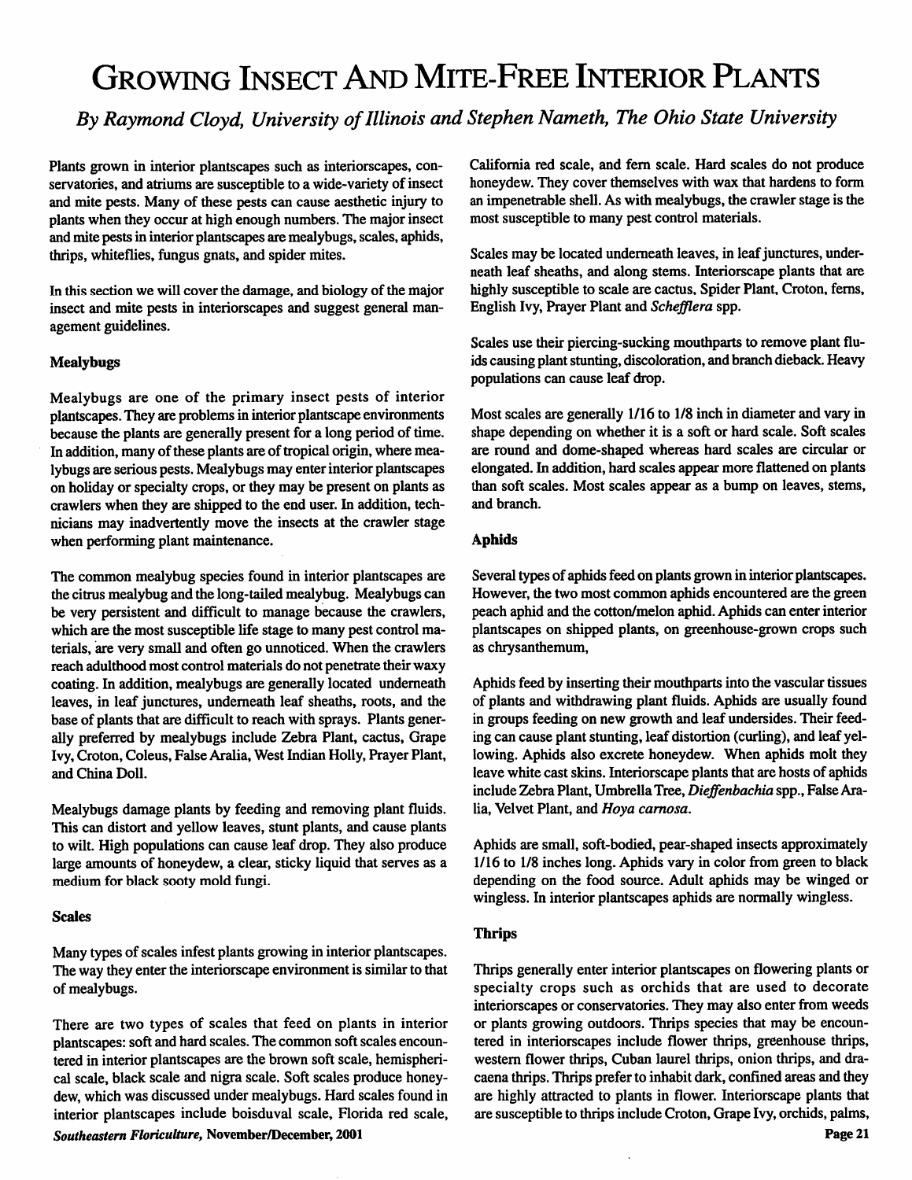# Growing Insect And Mite-Free Interior Plants

*By Raymond Cloyd, University of Illinois and Stephen Nameth, The Ohio State University*

Plants grown in interior plantscapes such as interiorscapes, conservatories, and atriums are susceptible to a wide-variety of insect and mite pests. Many of these pests can cause aesthetic injury to plants when they occur at high enough numbers. The major insect and mite pests in interior plantscapes are mealybugs, scales, aphids, thrips, whiteflies, fungus gnats, and spider mites.

In this section we will cover the damage, and biology of the major insect and mite pests in interiorscapes and suggest general management guidelines.

### Mealybugs

Mealybugs are one of the primary insect pests of interior plantscapes. They are problems in interior plantscape environments because the plants are generally present for a long period of time. In addition, many of these plants are of tropical origin, where mealybugs are serious pests. Mealybugs may enter interior plantscapes on holiday or specialty crops, or they may be present on plants as crawlers when they are shipped to the end user. In addition, technicians may inadvertently move the insects at the crawler stage when performing plant maintenance.

The common mealybug species found in interior plantscapes are the citrus mealybug and the long-tailed mealybug. Mealybugs can be very persistent and difficult to manage because the crawlers, which are the most susceptible life stage to many pest control materials, are very small and often go unnoticed. When the crawlers reach adulthood most control materials do not penetrate their waxy coating. In addition, mealybugs are generally located underneath leaves, in leaf junctures, underneath leaf sheaths, roots, and the base of plants that are difficult to reach with sprays. Plants generally preferred by mealybugs include Zebra Plant, cactus, Grape Ivy, Croton, Coleus, False Aralia, West Indian Holly, Prayer Plant, and China Doll.

Mealybugs damage plants by feeding and removing plant fluids. This can distort and yellow leaves, stunt plants, and cause plants to wilt. High populations can cause leaf drop. They also produce large amounts of honeydew, a clear, sticky liquid that serves as a medium for black sooty mold fungi.

### Scales

Many types of scales infest plants growing in interior plantscapes. The way they enter the interiorscape environment is similar to that of mealybugs.

There are two types of scales that feed on plants in interior plantscapes: soft and hard scales. The common soft scales encountered in interior plantscapes are the brown soft scale, hemispherical scale, black scale and nigra scale. Soft scales produce honeydew, which was discussed under mealybugs. Hard scales found in interior plantscapes include boisduval scale, Florida red scale, California red scale, and fern scale. Hard scales do not produce honeydew. They cover themselves with wax that hardens to form an impenetrable shell. As with mealybugs, the crawler stage is the most susceptible to many pest control materials.

Scales may be located underneath leaves, in leaf junctures, underneath leaf sheaths, and along stems. Interiorscape plants that are highly susceptible to scale are cactus, Spider Plant, Croton, ferns, English Ivy, Prayer Plant and *Schefflera* spp.

Scales use their piercing-sucking mouthparts to remove plant fluids causing plant stunting, discoloration, and branch dieback. Heavy populations can cause leaf drop.

Most scales are generally 1/16 to 1/8 inch in diameter and vary in shape depending on whether it is a soft or hard scale. Soft scales are round and dome-shaped whereas hard scales are circular or elongated. In addition, hard scales appear more flattened on plants than soft scales. Most scales appear as a bump on leaves, stems, and branch.

### Aphids

Several types of aphids feed on plants grown in interior plantscapes. However, the two most common aphids encountered are the green peach aphid and the cotton/melon aphid. Aphids can enter interior plantscapes on shipped plants, on greenhouse-grown crops such as chrysanthemum,

Aphids feed by inserting their mouthparts into the vascular tissues of plants and withdrawing plant fluids. Aphids are usually found in groups feeding on new growth and leaf undersides. Their feeding can cause plant stunting, leaf distortion (curling), and leaf yellowing. Aphids also excrete honeydew. When aphids molt they leave white cast skins. Interiorscape plants that are hosts of aphids include Zebra Plant, Umbrella Tree, *Dieffenbachia* spp., False Aralia, Velvet Plant, and *Hoya carnosa*.

Aphids are small, soft-bodied, pear-shaped insects approximately 1/16 to 1/8 inches long. Aphids vary in color from green to black depending on the food source. Adult aphids may be winged or wingless. In interior plantscapes aphids are normally wingless.

### Thrips

Thrips generally enter interior plantscapes on flowering plants or specialty crops such as orchids that are used to decorate interiorscapes or conservatories. They may also enter from weeds or plants growing outdoors. Thrips species that may be encountered in interiorscapes include flower thrips, greenhouse thrips, western flower thrips, Cuban laurel thrips, onion thrips, and dracaena thrips. Thrips prefer to inhabit dark, confined areas and they are highly attracted to plants in flower. Interiorscape plants that are susceptible to thrips include Croton, Grape Ivy, orchids, palms,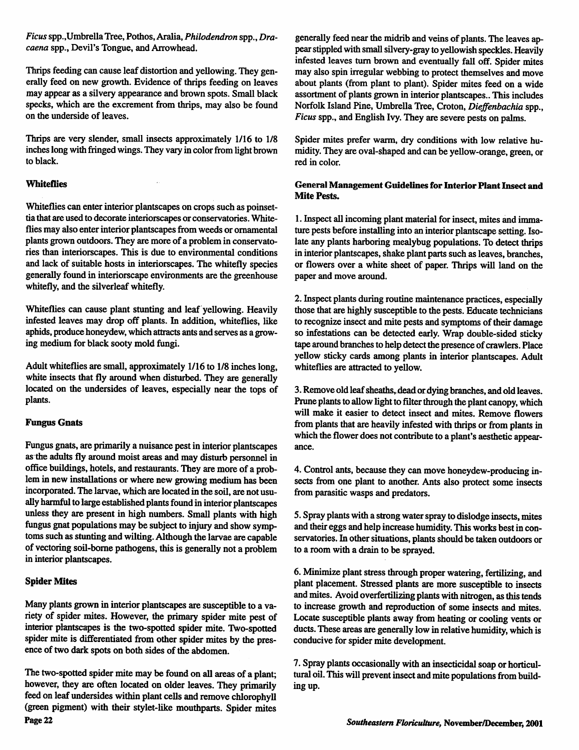*Ficus* spp., Umbrella Tree, Pothos, Aralia, *Philodendron* spp., *Dracaena* spp., Devil's Tongue, and Arrowhead.

Thrips feeding can cause leaf distortion and yellowing. They generally feed on new growth. Evidence of thrips feeding on leaves may appear as a silvery appearance and brown spots. Small black specks, which are the excrement from thrips, may also be found on the underside of leaves.

Thrips are very slender, small insects approximately 1/16 to 1/8 inches long with fringed wings. They vary in color from light brown to black.

### Whiteflies

Whiteflies can enter interior plantscapes on crops such as poinsettia that are used to decorate interiorscapes or conservatories. Whiteflies may also enter interior plantscapes from weeds or ornamental plants grown outdoors. They are more of a problem in conservatories than interiorscapes. This is due to environmental conditions and lack of suitable hosts in interiorscapes. The whitefly species generally found in interiorscape environments are the greenhouse whitefly, and the silverleaf whitefly.

Whiteflies can cause plant stunting and leaf yellowing. Heavily infested leaves may drop off plants. In addition, whiteflies, like aphids, produce honeydew, which attracts ants and serves as a growing medium for black sooty mold fungi.

Adult whiteflies are small, approximately 1/16 to 1/8 inches long, white insects that fly around when disturbed. They are generally located on the undersides of leaves, especially near the tops of plants.

### Fungus Gnats

Fungus gnats, are primarily a nuisance pest in interior plantscapes as the adults fly around moist areas and may disturb personnel in office buildings, hotels, and restaurants. They are more of a problem in new installations or where new growing medium has been incorporated. The larvae, which are located in the soil, are not usually harmful to large established plants found in interior plantscapes unless they are present in high numbers. Small plants with high fungus gnat populations may be subject to injury and show symptoms such as stunting and wilting. Although the larvae are capable of vectoring soil-borne pathogens, this is generally not a problem in interior plantscapes.

### Spider Mites

Many plants grown in interior plantscapes are susceptible to a variety of spider mites. However, the primary spider mite pest of interior plantscapes is the two-spotted spider mite. Two-spotted spider mite is differentiated from other spider mites by the presence of two dark spots on both sides of the abdomen.

The two-spotted spider mite may be found on all areas of a plant; however, they are often located on older leaves. They primarily feed on leaf undersides within plant cells and remove chlorophyll (green pigment) with their stylet-like mouthparts. Spider mites generally feed near the midrib and veins of plants. The leaves appear stippled with small silvery-gray to yellowish speckles. Heavily infested leaves turn brown and eventually fall off. Spider mites may also spin irregular webbing to protect themselves and move about plants (from plant to plant). Spider mites feed on a wide assortment of plants grown in interior plantscapes.. This includes Norfolk Island Pine, Umbrella Tree, Croton, *Dieffenbachia* spp., *Ficus* spp., and English Ivy. They are severe pests on palms.

Spider mites prefer warm, dry conditions with low relative humidity. They are oval-shaped and can be yellow-orange, green, or red in color.

### General Management Guidelines for Interior Plant Insect and Mite Pests.

1. Inspect all incoming plant material for insect, mites and immature pests before installing into an interior plantscape setting. Isolate any plants harboring mealybug populations. To detect thrips in interior plantscapes, shake plant parts such as leaves, branches, or flowers over a white sheet of paper. Thrips will land on the paper and move around.

2. Inspect plants during routine maintenance practices, especially those that are highly susceptible to the pests. Educate technicians to recognize insect and mite pests and symptoms of their damage so infestations can be detected early. Wrap double-sided sticky tape around branches to help detect the presence of crawlers. Place yellow sticky cards among plants in interior plantscapes. Adult whiteflies are attracted to yellow.

3. Remove old leaf sheaths, dead or dying branches, and old leaves. Prune plants to allow light to filter through the plant canopy, which will make it easier to detect insect and mites. Remove flowers from plants that are heavily infested with thrips or from plants in which the flower does not contribute to a plant's aesthetic appearance.

4. Control ants, because they can move honeydew-producing insects from one plant to another. Ants also protect some insects from parasitic wasps and predators.

5. Spray plants with a strong water spray to dislodge insects, mites and their eggs and help increase humidity. This works best in conservatories. In other situations, plants should be taken outdoors or to a room with a drain to be sprayed.

6. Minimize plant stress through proper watering, fertilizing, and plant placement. Stressed plants are more susceptible to insects and mites. Avoid overfertilizing plants with nitrogen, as this tends to increase growth and reproduction of some insects and mites. Locate susceptible plants away from heating or cooling vents or ducts. These areas are generally low in relative humidity, which is conducive for spider mite development.

7. Spray plants occasionally with an insecticidal soap or horticultural oil. This will prevent insect and mite populations from building up.